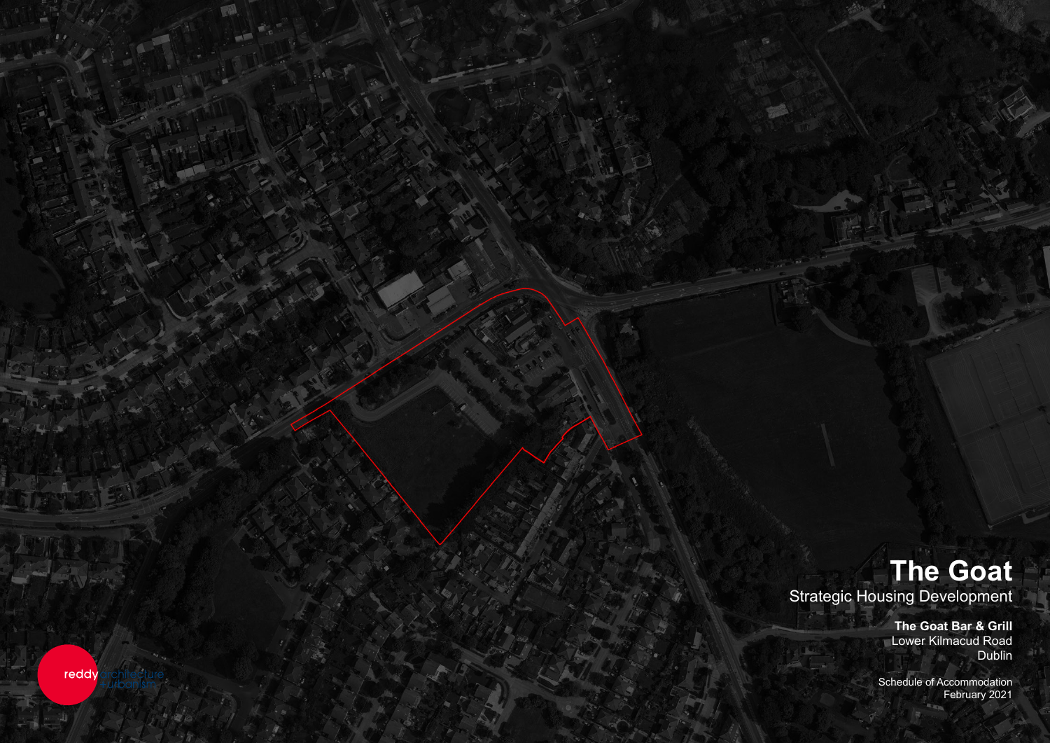# The Goat

## Strategic Housing Development

**The Goat Bar & Grill**
Lower Kilmacud Road
Dublin

Schedule of Accommodation
February 2021

reddy architecture + urbanism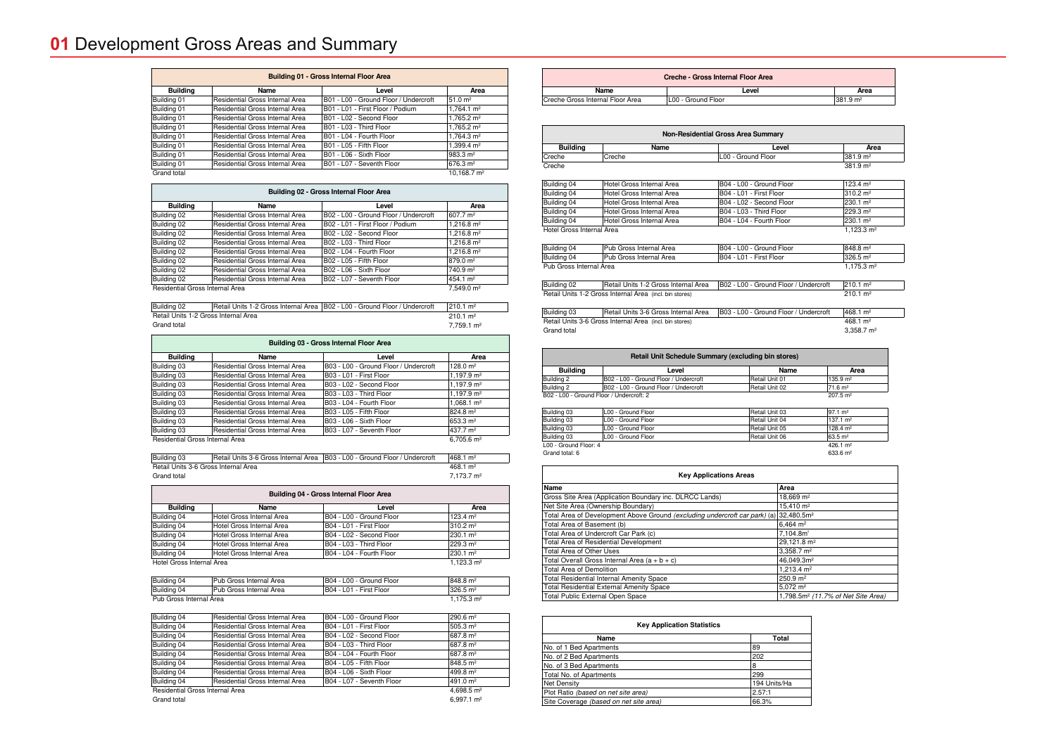# 01 Development Gross Areas and Summary

| Building 01 - Gross Internal Floor Area | | | |
|---|---|---|---|
| **Building** | **Name** | **Level** | **Area** |
| Building 01 | Residential Gross Internal Area | B01 - L00 - Ground Floor / Undercroft | 51.0 m² |
| Building 01 | Residential Gross Internal Area | B01 - L01 - First Floor / Podium | 1,764.1 m² |
| Building 01 | Residential Gross Internal Area | B01 - L02 - Second Floor | 1,765.2 m² |
| Building 01 | Residential Gross Internal Area | B01 - L03 - Third Floor | 1,765.2 m² |
| Building 01 | Residential Gross Internal Area | B01 - L04 - Fourth Floor | 1,764.3 m² |
| Building 01 | Residential Gross Internal Area | B01 - L05 - Fifth Floor | 1,399.4 m² |
| Building 01 | Residential Gross Internal Area | B01 - L06 - Sixth Floor | 983.3 m² |
| Building 01 | Residential Gross Internal Area | B01 - L07 - Seventh Floor | 676.3 m² |
| Grand total | | | 10,168.7 m² |

| Building 02 - Gross Internal Floor Area | | | |
|---|---|---|---|
| **Building** | **Name** | **Level** | **Area** |
| Building 02 | Residential Gross Internal Area | B02 - L00 - Ground Floor / Undercroft | 607.7 m² |
| Building 02 | Residential Gross Internal Area | B02 - L01 - First Floor / Podium | 1,216.8 m² |
| Building 02 | Residential Gross Internal Area | B02 - L02 - Second Floor | 1,216.8 m² |
| Building 02 | Residential Gross Internal Area | B02 - L03 - Third Floor | 1,216.8 m² |
| Building 02 | Residential Gross Internal Area | B02 - L04 - Fourth Floor | 1,216.8 m² |
| Building 02 | Residential Gross Internal Area | B02 - L05 - Fifth Floor | 879.0 m² |
| Building 02 | Residential Gross Internal Area | B02 - L06 - Sixth Floor | 740.9 m² |
| Building 02 | Residential Gross Internal Area | B02 - L07 - Seventh Floor | 454.1 m² |
| Residential Gross Internal Area | | | 7,549.0 m² |
| Building 02 | Retail Units 1-2 Gross Internal Area | B02 - L00 - Ground Floor / Undercroft | 210.1 m² |
| Retail Units 1-2 Gross Internal Area | | | 210.1 m² |
| Grand total | | | 7,759.1 m² |

| Building 03 - Gross Internal Floor Area | | | |
|---|---|---|---|
| **Building** | **Name** | **Level** | **Area** |
| Building 03 | Residential Gross Internal Area | B03 - L00 - Ground Floor / Undercroft | 128.0 m² |
| Building 03 | Residential Gross Internal Area | B03 - L01 - First Floor | 1,197.9 m² |
| Building 03 | Residential Gross Internal Area | B03 - L02 - Second Floor | 1,197.9 m² |
| Building 03 | Residential Gross Internal Area | B03 - L03 - Third Floor | 1,197.9 m² |
| Building 03 | Residential Gross Internal Area | B03 - L04 - Fourth Floor | 1,068.1 m² |
| Building 03 | Residential Gross Internal Area | B03 - L05 - Fifth Floor | 824.8 m² |
| Building 03 | Residential Gross Internal Area | B03 - L06 - Sixth Floor | 653.3 m² |
| Building 03 | Residential Gross Internal Area | B03 - L07 - Seventh Floor | 437.7 m² |
| Residential Gross Internal Area | | | 6,705.6 m² |
| Building 03 | Retail Units 3-6 Gross Internal Area | B03 - L00 - Ground Floor / Undercroft | 468.1 m² |
| Retail Units 3-6 Gross Internal Area | | | 468.1 m² |
| Grand total | | | 7,173.7 m² |

| Building 04 - Gross Internal Floor Area | | | |
|---|---|---|---|
| **Building** | **Name** | **Level** | **Area** |
| Building 04 | Hotel Gross Internal Area | B04 - L00 - Ground Floor | 123.4 m² |
| Building 04 | Hotel Gross Internal Area | B04 - L01 - First Floor | 310.2 m² |
| Building 04 | Hotel Gross Internal Area | B04 - L02 - Second Floor | 230.1 m² |
| Building 04 | Hotel Gross Internal Area | B04 - L03 - Third Floor | 229.3 m² |
| Building 04 | Hotel Gross Internal Area | B04 - L04 - Fourth Floor | 230.1 m² |
| Hotel Gross Internal Area | | | 1,123.3 m² |
| Building 04 | Pub Gross Internal Area | B04 - L00 - Ground Floor | 848.8 m² |
| Building 04 | Pub Gross Internal Area | B04 - L01 - First Floor | 326.5 m² |
| Pub Gross Internal Area | | | 1,175.3 m² |
| Building 04 | Residential Gross Internal Area | B04 - L00 - Ground Floor | 290.6 m² |
| Building 04 | Residential Gross Internal Area | B04 - L01 - First Floor | 505.3 m² |
| Building 04 | Residential Gross Internal Area | B04 - L02 - Second Floor | 687.8 m² |
| Building 04 | Residential Gross Internal Area | B04 - L03 - Third Floor | 687.8 m² |
| Building 04 | Residential Gross Internal Area | B04 - L04 - Fourth Floor | 687.8 m² |
| Building 04 | Residential Gross Internal Area | B04 - L05 - Fifth Floor | 848.5 m² |
| Building 04 | Residential Gross Internal Area | B04 - L06 - Sixth Floor | 499.8 m² |
| Building 04 | Residential Gross Internal Area | B04 - L07 - Seventh Floor | 491.0 m² |
| Residential Gross Internal Area | | | 4,698.5 m² |
| Grand total | | | 6,997.1 m² |

| Creche - Gross Internal Floor Area | | |
|---|---|---|
| **Name** | **Level** | **Area** |
| Creche Gross Internal Floor Area | L00 - Ground Floor | 381.9 m² |

| Non-Residential Gross Area Summary | | | |
|---|---|---|---|
| **Building** | **Name** | **Level** | **Area** |
| Creche | Creche | L00 - Ground Floor | 381.9 m² |
| Creche | | | 381.9 m² |
| Building 04 | Hotel Gross Internal Area | B04 - L00 - Ground Floor | 123.4 m² |
| Building 04 | Hotel Gross Internal Area | B04 - L01 - First Floor | 310.2 m² |
| Building 04 | Hotel Gross Internal Area | B04 - L02 - Second Floor | 230.1 m² |
| Building 04 | Hotel Gross Internal Area | B04 - L03 - Third Floor | 229.3 m² |
| Building 04 | Hotel Gross Internal Area | B04 - L04 - Fourth Floor | 230.1 m² |
| Hotel Gross Internal Area | | | 1,123.3 m² |
| Building 04 | Pub Gross Internal Area | B04 - L00 - Ground Floor | 848.8 m² |
| Building 04 | Pub Gross Internal Area | B04 - L01 - First Floor | 326.5 m² |
| Pub Gross Internal Area | | | 1,175.3 m² |
| Building 02 | Retail Units 1-2 Gross Internal Area | B02 - L00 - Ground Floor / Undercroft | 210.1 m² |
| Retail Units 1-2 Gross Internal Area (incl. bin stores) | | | 210.1 m² |
| Building 03 | Retail Units 3-6 Gross Internal Area | B03 - L00 - Ground Floor / Undercroft | 468.1 m² |
| Retail Units 3-6 Gross Internal Area (incl. bin stores) | | | 468.1 m² |
| Grand total | | | 3,358.7 m² |

| Retail Unit Schedule Summary (excluding bin stores) | | | |
|---|---|---|---|
| **Building** | **Level** | **Name** | **Area** |
| Building 2 | B02 - L00 - Ground Floor / Undercroft | Retail Unit 01 | 135.9 m² |
| Building 2 | B02 - L00 - Ground Floor / Undercroft | Retail Unit 02 | 71.6 m² |
| B02 - L00 - Ground Floor / Undercroft: 2 | | | 207.5 m² |
| Building 03 | L00 - Ground Floor | Retail Unit 03 | 97.1 m² |
| Building 03 | L00 - Ground Floor | Retail Unit 04 | 137.1 m² |
| Building 03 | L00 - Ground Floor | Retail Unit 05 | 128.4 m² |
| Building 03 | L00 - Ground Floor | Retail Unit 06 | 63.5 m² |
| L00 - Ground Floor: 4 | | | 426.1 m² |
| Grand total: 6 | | | 633.6 m² |

| Key Applications Areas | |
|---|---|
| **Name** | **Area** |
| Gross Site Area (Application Boundary inc. DLRCC Lands) | 18,669 m² |
| Net Site Area (Ownership Boundary) | 15,410 m² |
| Total Area of Development Above Ground *(excluding undercroft car park)* (a) | 32,480.5m² |
| Total Area of Basement (b) | 6,464 m² |
| Total Area of Undercroft Car Park (c) | 7,104.8m² |
| Total Area of Residential Development | 29,121.8 m² |
| Total Area of Other Uses | 3,358.7 m² |
| Total Overall Gross Internal Area (a + b + c) | 46,049.3m² |
| Total Area of Demolition | 1,213.4 m² |
| Total Residential Internal Amenity Space | 250.9 m² |
| Total Residential External Amenity Space | 5,072 m² |
| Total Public External Open Space | 1,798.5m² *(11.7% of Net Site Area)* |

| Key Application Statistics | |
|---|---|
| **Name** | **Total** |
| No. of 1 Bed Apartments | 89 |
| No. of 2 Bed Apartments | 202 |
| No. of 3 Bed Apartments | 8 |
| Total No. of Apartments | 299 |
| Net Density | 194 Units/Ha |
| Plot Ratio *(based on net site area)* | 2.57:1 |
| Site Coverage *(based on net site area)* | 66.3% |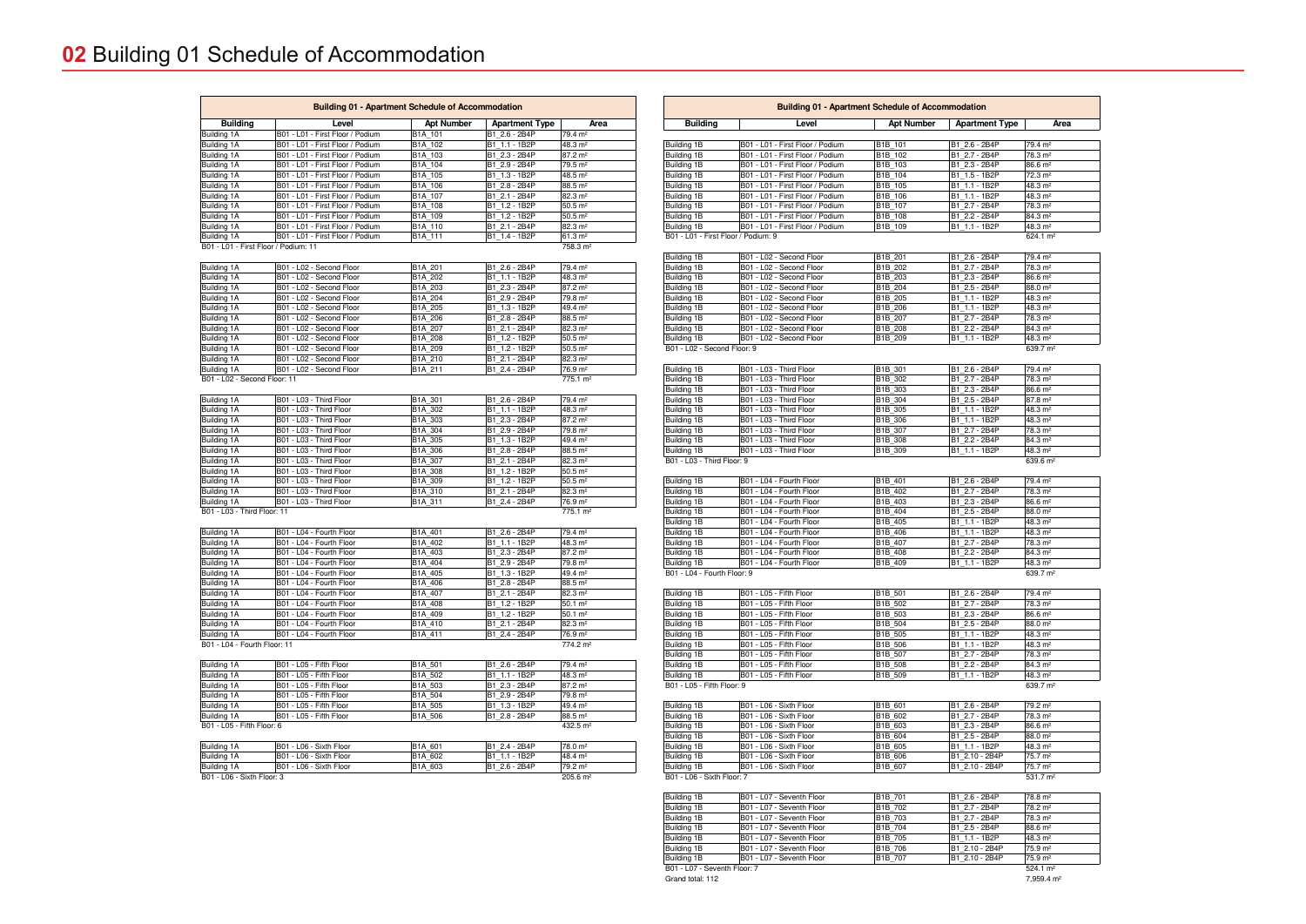# 02 Building 01 Schedule of Accommodation

| Building 01 - Apartment Schedule of Accommodation | | | | |
|---|---|---|---|---|
| **Building** | **Level** | **Apt Number** | **Apartment Type** | **Area** |
| Building 1A | B01 - L01 - First Floor / Podium | B1A_101 | B1_2.6 - 2B4P | 79.4 m² |
| Building 1A | B01 - L01 - First Floor / Podium | B1A_102 | B1_1.1 - 1B2P | 48.3 m² |
| Building 1A | B01 - L01 - First Floor / Podium | B1A_103 | B1_2.3 - 2B4P | 87.2 m² |
| Building 1A | B01 - L01 - First Floor / Podium | B1A_104 | B1_2.9 - 2B4P | 79.5 m² |
| Building 1A | B01 - L01 - First Floor / Podium | B1A_105 | B1_1.3 - 1B2P | 48.5 m² |
| Building 1A | B01 - L01 - First Floor / Podium | B1A_106 | B1_2.8 - 2B4P | 88.5 m² |
| Building 1A | B01 - L01 - First Floor / Podium | B1A_107 | B1_2.1 - 2B4P | 82.3 m² |
| Building 1A | B01 - L01 - First Floor / Podium | B1A_108 | B1_1.2 - 1B2P | 50.5 m² |
| Building 1A | B01 - L01 - First Floor / Podium | B1A_109 | B1_1.2 - 1B2P | 50.5 m² |
| Building 1A | B01 - L01 - First Floor / Podium | B1A_110 | B1_2.1 - 2B4P | 82.3 m² |
| Building 1A | B01 - L01 - First Floor / Podium | B1A_111 | B1_1.4 - 1B2P | 61.3 m² |
| B01 - L01 - First Floor / Podium: 11 | | | | 758.3 m² |
| Building 1A | B01 - L02 - Second Floor | B1A_201 | B1_2.6 - 2B4P | 79.4 m² |
| Building 1A | B01 - L02 - Second Floor | B1A_202 | B1_1.1 - 1B2P | 48.3 m² |
| Building 1A | B01 - L02 - Second Floor | B1A_203 | B1_2.3 - 2B4P | 87.2 m² |
| Building 1A | B01 - L02 - Second Floor | B1A_204 | B1_2.9 - 2B4P | 79.8 m² |
| Building 1A | B01 - L02 - Second Floor | B1A_205 | B1_1.3 - 1B2P | 49.4 m² |
| Building 1A | B01 - L02 - Second Floor | B1A_206 | B1_2.8 - 2B4P | 88.5 m² |
| Building 1A | B01 - L02 - Second Floor | B1A_207 | B1_2.1 - 2B4P | 82.3 m² |
| Building 1A | B01 - L02 - Second Floor | B1A_208 | B1_1.2 - 1B2P | 50.5 m² |
| Building 1A | B01 - L02 - Second Floor | B1A_209 | B1_1.2 - 1B2P | 50.5 m² |
| Building 1A | B01 - L02 - Second Floor | B1A_210 | B1_2.1 - 2B4P | 82.3 m² |
| Building 1A | B01 - L02 - Second Floor | B1A_211 | B1_2.4 - 2B4P | 76.9 m² |
| B01 - L02 - Second Floor: 11 | | | | 775.1 m² |
| Building 1A | B01 - L03 - Third Floor | B1A_301 | B1_2.6 - 2B4P | 79.4 m² |
| Building 1A | B01 - L03 - Third Floor | B1A_302 | B1_1.1 - 1B2P | 48.3 m² |
| Building 1A | B01 - L03 - Third Floor | B1A_303 | B1_2.3 - 2B4P | 87.2 m² |
| Building 1A | B01 - L03 - Third Floor | B1A_304 | B1_2.9 - 2B4P | 79.8 m² |
| Building 1A | B01 - L03 - Third Floor | B1A_305 | B1_1.3 - 1B2P | 49.4 m² |
| Building 1A | B01 - L03 - Third Floor | B1A_306 | B1_2.8 - 2B4P | 88.5 m² |
| Building 1A | B01 - L03 - Third Floor | B1A_307 | B1_2.1 - 2B4P | 82.3 m² |
| Building 1A | B01 - L03 - Third Floor | B1A_308 | B1_1.2 - 1B2P | 50.5 m² |
| Building 1A | B01 - L03 - Third Floor | B1A_309 | B1_1.2 - 1B2P | 50.5 m² |
| Building 1A | B01 - L03 - Third Floor | B1A_310 | B1_2.1 - 2B4P | 82.3 m² |
| Building 1A | B01 - L03 - Third Floor | B1A_311 | B1_2.4 - 2B4P | 76.9 m² |
| B01 - L03 - Third Floor: 11 | | | | 775.1 m² |
| Building 1A | B01 - L04 - Fourth Floor | B1A_401 | B1_2.6 - 2B4P | 79.4 m² |
| Building 1A | B01 - L04 - Fourth Floor | B1A_402 | B1_1.1 - 1B2P | 48.3 m² |
| Building 1A | B01 - L04 - Fourth Floor | B1A_403 | B1_2.3 - 2B4P | 87.2 m² |
| Building 1A | B01 - L04 - Fourth Floor | B1A_404 | B1_2.9 - 2B4P | 79.8 m² |
| Building 1A | B01 - L04 - Fourth Floor | B1A_405 | B1_1.3 - 1B2P | 49.4 m² |
| Building 1A | B01 - L04 - Fourth Floor | B1A_406 | B1_2.8 - 2B4P | 88.5 m² |
| Building 1A | B01 - L04 - Fourth Floor | B1A_407 | B1_2.1 - 2B4P | 82.3 m² |
| Building 1A | B01 - L04 - Fourth Floor | B1A_408 | B1_1.2 - 1B2P | 50.1 m² |
| Building 1A | B01 - L04 - Fourth Floor | B1A_409 | B1_1.2 - 1B2P | 50.1 m² |
| Building 1A | B01 - L04 - Fourth Floor | B1A_410 | B1_2.1 - 2B4P | 82.3 m² |
| Building 1A | B01 - L04 - Fourth Floor | B1A_411 | B1_2.4 - 2B4P | 76.9 m² |
| B01 - L04 - Fourth Floor: 11 | | | | 774.2 m² |
| Building 1A | B01 - L05 - Fifth Floor | B1A_501 | B1_2.6 - 2B4P | 79.4 m² |
| Building 1A | B01 - L05 - Fifth Floor | B1A_502 | B1_1.1 - 1B2P | 48.3 m² |
| Building 1A | B01 - L05 - Fifth Floor | B1A_503 | B1_2.3 - 2B4P | 87.2 m² |
| Building 1A | B01 - L05 - Fifth Floor | B1A_504 | B1_2.9 - 2B4P | 79.8 m² |
| Building 1A | B01 - L05 - Fifth Floor | B1A_505 | B1_1.3 - 1B2P | 49.4 m² |
| Building 1A | B01 - L05 - Fifth Floor | B1A_506 | B1_2.8 - 2B4P | 88.5 m² |
| B01 - L05 - Fifth Floor: 6 | | | | 432.5 m² |
| Building 1A | B01 - L06 - Sixth Floor | B1A_601 | B1_2.4 - 2B4P | 78.0 m² |
| Building 1A | B01 - L06 - Sixth Floor | B1A_602 | B1_1.1 - 1B2P | 48.4 m² |
| Building 1A | B01 - L06 - Sixth Floor | B1A_603 | B1_2.6 - 2B4P | 79.2 m² |
| B01 - L06 - Sixth Floor: 3 | | | | 205.6 m² |

| Building 01 - Apartment Schedule of Accommodation | | | | |
|---|---|---|---|---|
| **Building** | **Level** | **Apt Number** | **Apartment Type** | **Area** |
| Building 1B | B01 - L01 - First Floor / Podium | B1B_101 | B1_2.6 - 2B4P | 79.4 m² |
| Building 1B | B01 - L01 - First Floor / Podium | B1B_102 | B1_2.7 - 2B4P | 78.3 m² |
| Building 1B | B01 - L01 - First Floor / Podium | B1B_103 | B1_2.3 - 2B4P | 86.6 m² |
| Building 1B | B01 - L01 - First Floor / Podium | B1B_104 | B1_1.5 - 1B2P | 72.3 m² |
| Building 1B | B01 - L01 - First Floor / Podium | B1B_105 | B1_1.1 - 1B2P | 48.3 m² |
| Building 1B | B01 - L01 - First Floor / Podium | B1B_106 | B1_1.1 - 1B2P | 48.3 m² |
| Building 1B | B01 - L01 - First Floor / Podium | B1B_107 | B1_2.7 - 2B4P | 78.3 m² |
| Building 1B | B01 - L01 - First Floor / Podium | B1B_108 | B1_2.2 - 2B4P | 84.3 m² |
| Building 1B | B01 - L01 - First Floor / Podium | B1B_109 | B1_1.1 - 1B2P | 48.3 m² |
| B01 - L01 - First Floor / Podium: 9 | | | | 624.1 m² |
| Building 1B | B01 - L02 - Second Floor | B1B_201 | B1_2.6 - 2B4P | 79.4 m² |
| Building 1B | B01 - L02 - Second Floor | B1B_202 | B1_2.7 - 2B4P | 78.3 m² |
| Building 1B | B01 - L02 - Second Floor | B1B_203 | B1_2.3 - 2B4P | 86.6 m² |
| Building 1B | B01 - L02 - Second Floor | B1B_204 | B1_2.5 - 2B4P | 88.0 m² |
| Building 1B | B01 - L02 - Second Floor | B1B_205 | B1_1.1 - 1B2P | 48.3 m² |
| Building 1B | B01 - L02 - Second Floor | B1B_206 | B1_1.1 - 1B2P | 48.3 m² |
| Building 1B | B01 - L02 - Second Floor | B1B_207 | B1_2.7 - 2B4P | 78.3 m² |
| Building 1B | B01 - L02 - Second Floor | B1B_208 | B1_2.2 - 2B4P | 84.3 m² |
| Building 1B | B01 - L02 - Second Floor | B1B_209 | B1_1.1 - 1B2P | 48.3 m² |
| B01 - L02 - Second Floor: 9 | | | | 639.7 m² |
| Building 1B | B01 - L03 - Third Floor | B1B_301 | B1_2.6 - 2B4P | 79.4 m² |
| Building 1B | B01 - L03 - Third Floor | B1B_302 | B1_2.7 - 2B4P | 78.3 m² |
| Building 1B | B01 - L03 - Third Floor | B1B_303 | B1_2.3 - 2B4P | 86.6 m² |
| Building 1B | B01 - L03 - Third Floor | B1B_304 | B1_2.5 - 2B4P | 87.8 m² |
| Building 1B | B01 - L03 - Third Floor | B1B_305 | B1_1.1 - 1B2P | 48.3 m² |
| Building 1B | B01 - L03 - Third Floor | B1B_306 | B1_1.1 - 1B2P | 48.3 m² |
| Building 1B | B01 - L03 - Third Floor | B1B_307 | B1_2.7 - 2B4P | 78.3 m² |
| Building 1B | B01 - L03 - Third Floor | B1B_308 | B1_2.2 - 2B4P | 84.3 m² |
| Building 1B | B01 - L03 - Third Floor | B1B_309 | B1_1.1 - 1B2P | 48.3 m² |
| B01 - L03 - Third Floor: 9 | | | | 639.6 m² |
| Building 1B | B01 - L04 - Fourth Floor | B1B_401 | B1_2.6 - 2B4P | 79.4 m² |
| Building 1B | B01 - L04 - Fourth Floor | B1B_402 | B1_2.7 - 2B4P | 78.3 m² |
| Building 1B | B01 - L04 - Fourth Floor | B1B_403 | B1_2.3 - 2B4P | 86.6 m² |
| Building 1B | B01 - L04 - Fourth Floor | B1B_404 | B1_2.5 - 2B4P | 88.0 m² |
| Building 1B | B01 - L04 - Fourth Floor | B1B_405 | B1_1.1 - 1B2P | 48.3 m² |
| Building 1B | B01 - L04 - Fourth Floor | B1B_406 | B1_1.1 - 1B2P | 48.3 m² |
| Building 1B | B01 - L04 - Fourth Floor | B1B_407 | B1_2.7 - 2B4P | 78.3 m² |
| Building 1B | B01 - L04 - Fourth Floor | B1B_408 | B1_2.2 - 2B4P | 84.3 m² |
| Building 1B | B01 - L04 - Fourth Floor | B1B_409 | B1_1.1 - 1B2P | 48.3 m² |
| B01 - L04 - Fourth Floor: 9 | | | | 639.7 m² |
| Building 1B | B01 - L05 - Fifth Floor | B1B_501 | B1_2.6 - 2B4P | 79.4 m² |
| Building 1B | B01 - L05 - Fifth Floor | B1B_502 | B1_2.7 - 2B4P | 78.3 m² |
| Building 1B | B01 - L05 - Fifth Floor | B1B_503 | B1_2.3 - 2B4P | 86.6 m² |
| Building 1B | B01 - L05 - Fifth Floor | B1B_504 | B1_2.5 - 2B4P | 88.0 m² |
| Building 1B | B01 - L05 - Fifth Floor | B1B_505 | B1_1.1 - 1B2P | 48.3 m² |
| Building 1B | B01 - L05 - Fifth Floor | B1B_506 | B1_1.1 - 1B2P | 48.3 m² |
| Building 1B | B01 - L05 - Fifth Floor | B1B_507 | B1_2.7 - 2B4P | 78.3 m² |
| Building 1B | B01 - L05 - Fifth Floor | B1B_508 | B1_2.2 - 2B4P | 84.3 m² |
| Building 1B | B01 - L05 - Fifth Floor | B1B_509 | B1_1.1 - 1B2P | 48.3 m² |
| B01 - L05 - Fifth Floor: 9 | | | | 639.7 m² |
| Building 1B | B01 - L06 - Sixth Floor | B1B_601 | B1_2.6 - 2B4P | 79.2 m² |
| Building 1B | B01 - L06 - Sixth Floor | B1B_602 | B1_2.7 - 2B4P | 78.3 m² |
| Building 1B | B01 - L06 - Sixth Floor | B1B_603 | B1_2.3 - 2B4P | 86.6 m² |
| Building 1B | B01 - L06 - Sixth Floor | B1B_604 | B1_2.5 - 2B4P | 88.0 m² |
| Building 1B | B01 - L06 - Sixth Floor | B1B_605 | B1_1.1 - 1B2P | 48.3 m² |
| Building 1B | B01 - L06 - Sixth Floor | B1B_606 | B1_2.10 - 2B4P | 75.7 m² |
| Building 1B | B01 - L06 - Sixth Floor | B1B_607 | B1_2.10 - 2B4P | 75.7 m² |
| B01 - L06 - Sixth Floor: 7 | | | | 531.7 m² |
| Building 1B | B01 - L07 - Seventh Floor | B1B_701 | B1_2.6 - 2B4P | 78.8 m² |
| Building 1B | B01 - L07 - Seventh Floor | B1B_702 | B1_2.7 - 2B4P | 78.2 m² |
| Building 1B | B01 - L07 - Seventh Floor | B1B_703 | B1_2.7 - 2B4P | 78.3 m² |
| Building 1B | B01 - L07 - Seventh Floor | B1B_704 | B1_2.5 - 2B4P | 88.6 m² |
| Building 1B | B01 - L07 - Seventh Floor | B1B_705 | B1_1.1 - 1B2P | 48.3 m² |
| Building 1B | B01 - L07 - Seventh Floor | B1B_706 | B1_2.10 - 2B4P | 75.9 m² |
| Building 1B | B01 - L07 - Seventh Floor | B1B_707 | B1_2.10 - 2B4P | 75.9 m² |
| B01 - L07 - Seventh Floor: 7 | | | | 524.1 m² |
| Grand total: 112 | | | | 7,959.4 m² |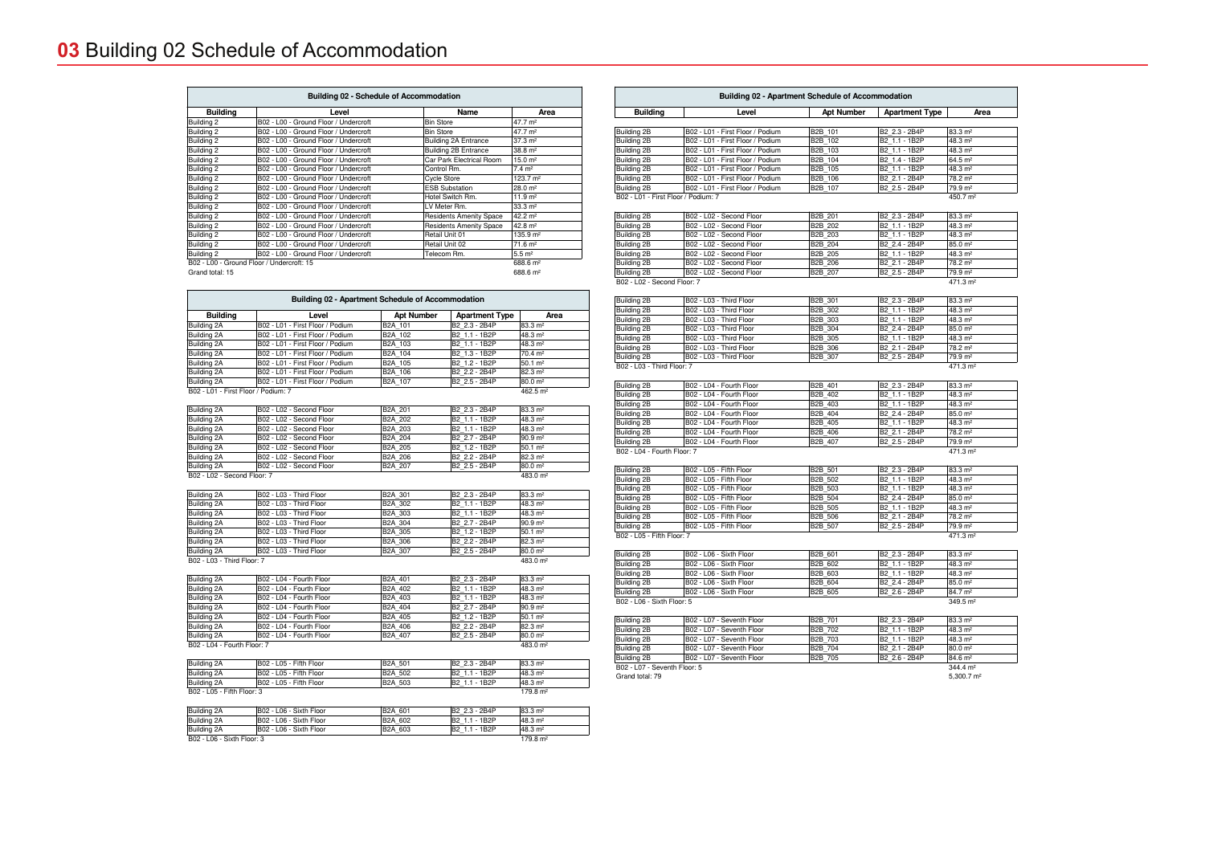# 03 Building 02 Schedule of Accommodation

**Building 02 - Schedule of Accommodation**

| Building | Level | Name | Area |
| --- | --- | --- | --- |
| Building 2 | B02 - L00 - Ground Floor / Undercroft | Bin Store | 47.7 m² |
| Building 2 | B02 - L00 - Ground Floor / Undercroft | Bin Store | 47.7 m² |
| Building 2 | B02 - L00 - Ground Floor / Undercroft | Building 2A Entrance | 37.3 m² |
| Building 2 | B02 - L00 - Ground Floor / Undercroft | Building 2B Entrance | 38.8 m² |
| Building 2 | B02 - L00 - Ground Floor / Undercroft | Car Park Electrical Room | 15.0 m² |
| Building 2 | B02 - L00 - Ground Floor / Undercroft | Control Rm. | 7.4 m² |
| Building 2 | B02 - L00 - Ground Floor / Undercroft | Cycle Store | 123.7 m² |
| Building 2 | B02 - L00 - Ground Floor / Undercroft | ESB Substation | 28.0 m² |
| Building 2 | B02 - L00 - Ground Floor / Undercroft | Hotel Switch Rm. | 11.9 m² |
| Building 2 | B02 - L00 - Ground Floor / Undercroft | LV Meter Rm. | 33.3 m² |
| Building 2 | B02 - L00 - Ground Floor / Undercroft | Residents Amenity Space | 42.2 m² |
| Building 2 | B02 - L00 - Ground Floor / Undercroft | Residents Amenity Space | 42.8 m² |
| Building 2 | B02 - L00 - Ground Floor / Undercroft | Retail Unit 01 | 135.9 m² |
| Building 2 | B02 - L00 - Ground Floor / Undercroft | Retail Unit 02 | 71.6 m² |
| Building 2 | B02 - L00 - Ground Floor / Undercroft | Telecom Rm. | 5.5 m² |
| B02 - L00 - Ground Floor / Undercroft: 15 | | | 688.6 m² |
| Grand total: 15 | | | 688.6 m² |

**Building 02 - Apartment Schedule of Accommodation**

| Building | Level | Apt Number | Apartment Type | Area |
| --- | --- | --- | --- | --- |
| Building 2A | B02 - L01 - First Floor / Podium | B2A_101 | B2_2.3 - 2B4P | 83.3 m² |
| Building 2A | B02 - L01 - First Floor / Podium | B2A_102 | B2_1.1 - 1B2P | 48.3 m² |
| Building 2A | B02 - L01 - First Floor / Podium | B2A_103 | B2_1.1 - 1B2P | 48.3 m² |
| Building 2A | B02 - L01 - First Floor / Podium | B2A_104 | B2_1.3 - 1B2P | 70.4 m² |
| Building 2A | B02 - L01 - First Floor / Podium | B2A_105 | B2_1.2 - 1B2P | 50.1 m² |
| Building 2A | B02 - L01 - First Floor / Podium | B2A_106 | B2_2.2 - 2B4P | 82.3 m² |
| Building 2A | B02 - L01 - First Floor / Podium | B2A_107 | B2_2.5 - 2B4P | 80.0 m² |
| B02 - L01 - First Floor / Podium: 7 | | | | 462.5 m² |
| Building 2A | B02 - L02 - Second Floor | B2A_201 | B2_2.3 - 2B4P | 83.3 m² |
| Building 2A | B02 - L02 - Second Floor | B2A_202 | B2_1.1 - 1B2P | 48.3 m² |
| Building 2A | B02 - L02 - Second Floor | B2A_203 | B2_1.1 - 1B2P | 48.3 m² |
| Building 2A | B02 - L02 - Second Floor | B2A_204 | B2_2.7 - 2B4P | 90.9 m² |
| Building 2A | B02 - L02 - Second Floor | B2A_205 | B2_1.2 - 1B2P | 50.1 m² |
| Building 2A | B02 - L02 - Second Floor | B2A_206 | B2_2.2 - 2B4P | 82.3 m² |
| Building 2A | B02 - L02 - Second Floor | B2A_207 | B2_2.5 - 2B4P | 80.0 m² |
| B02 - L02 - Second Floor: 7 | | | | 483.0 m² |
| Building 2A | B02 - L03 - Third Floor | B2A_301 | B2_2.3 - 2B4P | 83.3 m² |
| Building 2A | B02 - L03 - Third Floor | B2A_302 | B2_1.1 - 1B2P | 48.3 m² |
| Building 2A | B02 - L03 - Third Floor | B2A_303 | B2_1.1 - 1B2P | 48.3 m² |
| Building 2A | B02 - L03 - Third Floor | B2A_304 | B2_2.7 - 2B4P | 90.9 m² |
| Building 2A | B02 - L03 - Third Floor | B2A_305 | B2_1.2 - 1B2P | 50.1 m² |
| Building 2A | B02 - L03 - Third Floor | B2A_306 | B2_2.2 - 2B4P | 82.3 m² |
| Building 2A | B02 - L03 - Third Floor | B2A_307 | B2_2.5 - 2B4P | 80.0 m² |
| B02 - L03 - Third Floor: 7 | | | | 483.0 m² |
| Building 2A | B02 - L04 - Fourth Floor | B2A_401 | B2_2.3 - 2B4P | 83.3 m² |
| Building 2A | B02 - L04 - Fourth Floor | B2A_402 | B2_1.1 - 1B2P | 48.3 m² |
| Building 2A | B02 - L04 - Fourth Floor | B2A_403 | B2_1.1 - 1B2P | 48.3 m² |
| Building 2A | B02 - L04 - Fourth Floor | B2A_404 | B2_2.7 - 2B4P | 90.9 m² |
| Building 2A | B02 - L04 - Fourth Floor | B2A_405 | B2_1.2 - 1B2P | 50.1 m² |
| Building 2A | B02 - L04 - Fourth Floor | B2A_406 | B2_2.2 - 2B4P | 82.3 m² |
| Building 2A | B02 - L04 - Fourth Floor | B2A_407 | B2_2.5 - 2B4P | 80.0 m² |
| B02 - L04 - Fourth Floor: 7 | | | | 483.0 m² |
| Building 2A | B02 - L05 - Fifth Floor | B2A_501 | B2_2.3 - 2B4P | 83.3 m² |
| Building 2A | B02 - L05 - Fifth Floor | B2A_502 | B2_1.1 - 1B2P | 48.3 m² |
| Building 2A | B02 - L05 - Fifth Floor | B2A_503 | B2_1.1 - 1B2P | 48.3 m² |
| B02 - L05 - Fifth Floor: 3 | | | | 179.8 m² |
| Building 2A | B02 - L06 - Sixth Floor | B2A_601 | B2_2.3 - 2B4P | 83.3 m² |
| Building 2A | B02 - L06 - Sixth Floor | B2A_602 | B2_1.1 - 1B2P | 48.3 m² |
| Building 2A | B02 - L06 - Sixth Floor | B2A_603 | B2_1.1 - 1B2P | 48.3 m² |
| B02 - L06 - Sixth Floor: 3 | | | | 179.8 m² |

**Building 02 - Apartment Schedule of Accommodation**

| Building | Level | Apt Number | Apartment Type | Area |
| --- | --- | --- | --- | --- |
| Building 2B | B02 - L01 - First Floor / Podium | B2B_101 | B2_2.3 - 2B4P | 83.3 m² |
| Building 2B | B02 - L01 - First Floor / Podium | B2B_102 | B2_1.1 - 1B2P | 48.3 m² |
| Building 2B | B02 - L01 - First Floor / Podium | B2B_103 | B2_1.1 - 1B2P | 48.3 m² |
| Building 2B | B02 - L01 - First Floor / Podium | B2B_104 | B2_1.4 - 1B2P | 64.5 m² |
| Building 2B | B02 - L01 - First Floor / Podium | B2B_105 | B2_1.1 - 1B2P | 48.3 m² |
| Building 2B | B02 - L01 - First Floor / Podium | B2B_106 | B2_2.1 - 2B4P | 78.2 m² |
| Building 2B | B02 - L01 - First Floor / Podium | B2B_107 | B2_2.5 - 2B4P | 79.9 m² |
| B02 - L01 - First Floor / Podium: 7 | | | | 450.7 m² |
| Building 2B | B02 - L02 - Second Floor | B2B_201 | B2_2.3 - 2B4P | 83.3 m² |
| Building 2B | B02 - L02 - Second Floor | B2B_202 | B2_1.1 - 1B2P | 48.3 m² |
| Building 2B | B02 - L02 - Second Floor | B2B_203 | B2_1.1 - 1B2P | 48.3 m² |
| Building 2B | B02 - L02 - Second Floor | B2B_204 | B2_2.4 - 2B4P | 85.0 m² |
| Building 2B | B02 - L02 - Second Floor | B2B_205 | B2_1.1 - 1B2P | 48.3 m² |
| Building 2B | B02 - L02 - Second Floor | B2B_206 | B2_2.1 - 2B4P | 78.2 m² |
| Building 2B | B02 - L02 - Second Floor | B2B_207 | B2_2.5 - 2B4P | 79.9 m² |
| B02 - L02 - Second Floor: 7 | | | | 471.3 m² |
| Building 2B | B02 - L03 - Third Floor | B2B_301 | B2_2.3 - 2B4P | 83.3 m² |
| Building 2B | B02 - L03 - Third Floor | B2B_302 | B2_1.1 - 1B2P | 48.3 m² |
| Building 2B | B02 - L03 - Third Floor | B2B_303 | B2_1.1 - 1B2P | 48.3 m² |
| Building 2B | B02 - L03 - Third Floor | B2B_304 | B2_2.4 - 2B4P | 85.0 m² |
| Building 2B | B02 - L03 - Third Floor | B2B_305 | B2_1.1 - 1B2P | 48.3 m² |
| Building 2B | B02 - L03 - Third Floor | B2B_306 | B2_2.1 - 2B4P | 78.2 m² |
| Building 2B | B02 - L03 - Third Floor | B2B_307 | B2_2.5 - 2B4P | 79.9 m² |
| B02 - L03 - Third Floor: 7 | | | | 471.3 m² |
| Building 2B | B02 - L04 - Fourth Floor | B2B_401 | B2_2.3 - 2B4P | 83.3 m² |
| Building 2B | B02 - L04 - Fourth Floor | B2B_402 | B2_1.1 - 1B2P | 48.3 m² |
| Building 2B | B02 - L04 - Fourth Floor | B2B_403 | B2_1.1 - 1B2P | 48.3 m² |
| Building 2B | B02 - L04 - Fourth Floor | B2B_404 | B2_2.4 - 2B4P | 85.0 m² |
| Building 2B | B02 - L04 - Fourth Floor | B2B_405 | B2_1.1 - 1B2P | 48.3 m² |
| Building 2B | B02 - L04 - Fourth Floor | B2B_406 | B2_2.1 - 2B4P | 78.2 m² |
| Building 2B | B02 - L04 - Fourth Floor | B2B_407 | B2_2.5 - 2B4P | 79.9 m² |
| B02 - L04 - Fourth Floor: 7 | | | | 471.3 m² |
| Building 2B | B02 - L05 - Fifth Floor | B2B_501 | B2_2.3 - 2B4P | 83.3 m² |
| Building 2B | B02 - L05 - Fifth Floor | B2B_502 | B2_1.1 - 1B2P | 48.3 m² |
| Building 2B | B02 - L05 - Fifth Floor | B2B_503 | B2_1.1 - 1B2P | 48.3 m² |
| Building 2B | B02 - L05 - Fifth Floor | B2B_504 | B2_2.4 - 2B4P | 85.0 m² |
| Building 2B | B02 - L05 - Fifth Floor | B2B_505 | B2_1.1 - 1B2P | 48.3 m² |
| Building 2B | B02 - L05 - Fifth Floor | B2B_506 | B2_2.1 - 2B4P | 78.2 m² |
| Building 2B | B02 - L05 - Fifth Floor | B2B_507 | B2_2.5 - 2B4P | 79.9 m² |
| B02 - L05 - Fifth Floor: 7 | | | | 471.3 m² |
| Building 2B | B02 - L06 - Sixth Floor | B2B_601 | B2_2.3 - 2B4P | 83.3 m² |
| Building 2B | B02 - L06 - Sixth Floor | B2B_602 | B2_1.1 - 1B2P | 48.3 m² |
| Building 2B | B02 - L06 - Sixth Floor | B2B_603 | B2_1.1 - 1B2P | 48.3 m² |
| Building 2B | B02 - L06 - Sixth Floor | B2B_604 | B2_2.4 - 2B4P | 85.0 m² |
| Building 2B | B02 - L06 - Sixth Floor | B2B_605 | B2_2.6 - 2B4P | 84.7 m² |
| B02 - L06 - Sixth Floor: 5 | | | | 349.5 m² |
| Building 2B | B02 - L07 - Seventh Floor | B2B_701 | B2_2.3 - 2B4P | 83.3 m² |
| Building 2B | B02 - L07 - Seventh Floor | B2B_702 | B2_1.1 - 1B2P | 48.3 m² |
| Building 2B | B02 - L07 - Seventh Floor | B2B_703 | B2_1.1 - 1B2P | 48.3 m² |
| Building 2B | B02 - L07 - Seventh Floor | B2B_704 | B2_2.1 - 2B4P | 80.0 m² |
| Building 2B | B02 - L07 - Seventh Floor | B2B_705 | B2_2.6 - 2B4P | 84.6 m² |
| B02 - L07 - Seventh Floor: 5 | | | | 344.4 m² |
| Grand total: 79 | | | | 5,300.7 m² |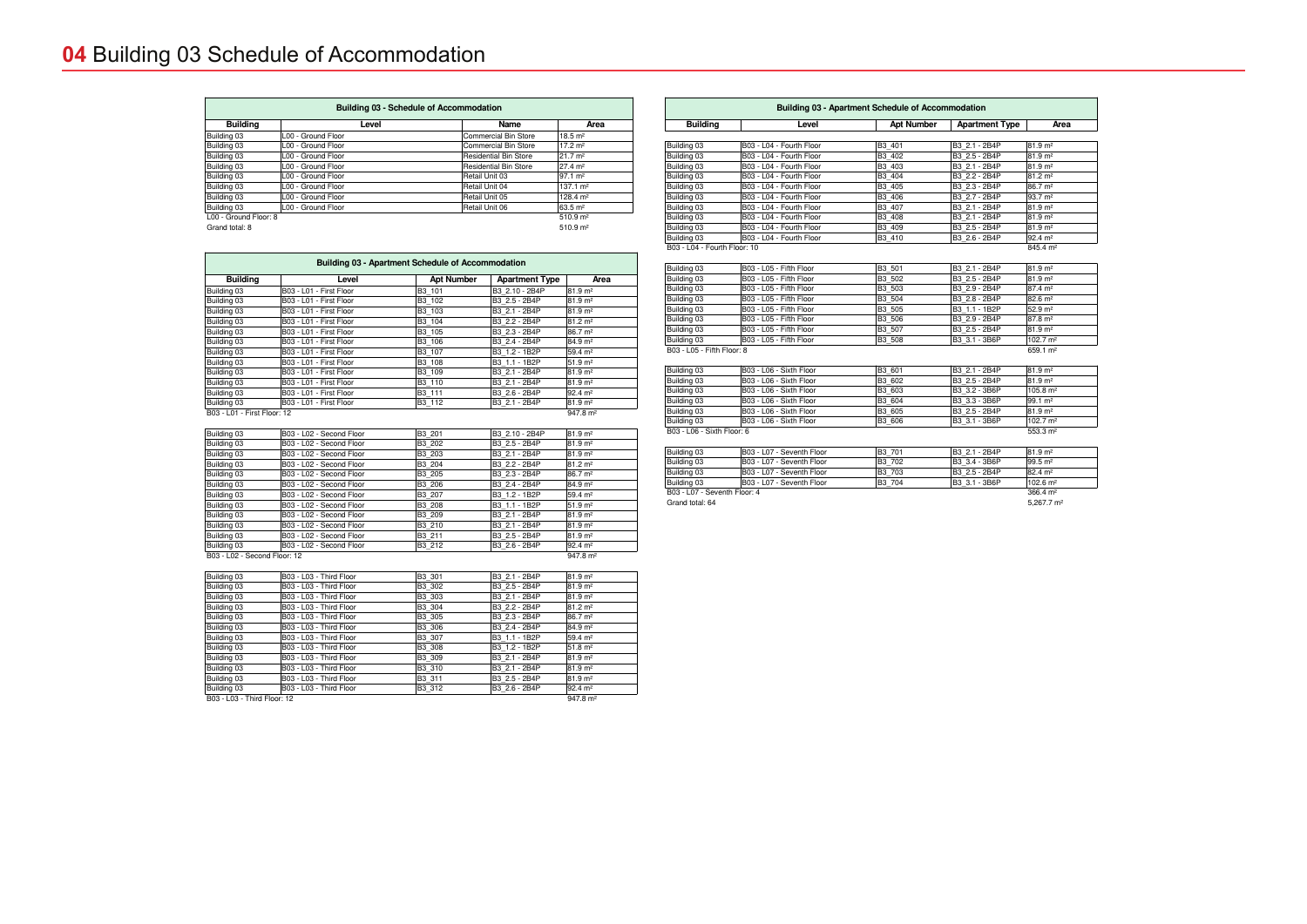# 04 Building 03 Schedule of Accommodation

| Building 03 - Schedule of Accommodation | | | |
|---|---|---|---|
| **Building** | **Level** | **Name** | **Area** |
| Building 03 | L00 - Ground Floor | Commercial Bin Store | 18.5 m² |
| Building 03 | L00 - Ground Floor | Commercial Bin Store | 17.2 m² |
| Building 03 | L00 - Ground Floor | Residential Bin Store | 21.7 m² |
| Building 03 | L00 - Ground Floor | Residential Bin Store | 27.4 m² |
| Building 03 | L00 - Ground Floor | Retail Unit 03 | 97.1 m² |
| Building 03 | L00 - Ground Floor | Retail Unit 04 | 137.1 m² |
| Building 03 | L00 - Ground Floor | Retail Unit 05 | 128.4 m² |
| Building 03 | L00 - Ground Floor | Retail Unit 06 | 63.5 m² |
| L00 - Ground Floor: 8 | | | 510.9 m² |
| Grand total: 8 | | | 510.9 m² |

| Building 03 - Apartment Schedule of Accommodation | | | | |
|---|---|---|---|---|
| **Building** | **Level** | **Apt Number** | **Apartment Type** | **Area** |
| Building 03 | B03 - L01 - First Floor | B3_101 | B3_2.10 - 2B4P | 81.9 m² |
| Building 03 | B03 - L01 - First Floor | B3_102 | B3_2.5 - 2B4P | 81.9 m² |
| Building 03 | B03 - L01 - First Floor | B3_103 | B3_2.1 - 2B4P | 81.9 m² |
| Building 03 | B03 - L01 - First Floor | B3_104 | B3_2.2 - 2B4P | 81.2 m² |
| Building 03 | B03 - L01 - First Floor | B3_105 | B3_2.3 - 2B4P | 86.7 m² |
| Building 03 | B03 - L01 - First Floor | B3_106 | B3_2.4 - 2B4P | 84.9 m² |
| Building 03 | B03 - L01 - First Floor | B3_107 | B3_1.2 - 1B2P | 59.4 m² |
| Building 03 | B03 - L01 - First Floor | B3_108 | B3_1.1 - 1B2P | 51.9 m² |
| Building 03 | B03 - L01 - First Floor | B3_109 | B3_2.1 - 2B4P | 81.9 m² |
| Building 03 | B03 - L01 - First Floor | B3_110 | B3_2.1 - 2B4P | 81.9 m² |
| Building 03 | B03 - L01 - First Floor | B3_111 | B3_2.6 - 2B4P | 92.4 m² |
| Building 03 | B03 - L01 - First Floor | B3_112 | B3_2.1 - 2B4P | 81.9 m² |
| B03 - L01 - First Floor: 12 | | | | 947.8 m² |
| Building 03 | B03 - L02 - Second Floor | B3_201 | B3_2.10 - 2B4P | 81.9 m² |
| Building 03 | B03 - L02 - Second Floor | B3_202 | B3_2.5 - 2B4P | 81.9 m² |
| Building 03 | B03 - L02 - Second Floor | B3_203 | B3_2.1 - 2B4P | 81.9 m² |
| Building 03 | B03 - L02 - Second Floor | B3_204 | B3_2.2 - 2B4P | 81.2 m² |
| Building 03 | B03 - L02 - Second Floor | B3_205 | B3_2.3 - 2B4P | 86.7 m² |
| Building 03 | B03 - L02 - Second Floor | B3_206 | B3_2.4 - 2B4P | 84.9 m² |
| Building 03 | B03 - L02 - Second Floor | B3_207 | B3_1.2 - 1B2P | 59.4 m² |
| Building 03 | B03 - L02 - Second Floor | B3_208 | B3_1.1 - 1B2P | 51.9 m² |
| Building 03 | B03 - L02 - Second Floor | B3_209 | B3_2.1 - 2B4P | 81.9 m² |
| Building 03 | B03 - L02 - Second Floor | B3_210 | B3_2.1 - 2B4P | 81.9 m² |
| Building 03 | B03 - L02 - Second Floor | B3_211 | B3_2.5 - 2B4P | 81.9 m² |
| Building 03 | B03 - L02 - Second Floor | B3_212 | B3_2.6 - 2B4P | 92.4 m² |
| B03 - L02 - Second Floor: 12 | | | | 947.8 m² |
| Building 03 | B03 - L03 - Third Floor | B3_301 | B3_2.1 - 2B4P | 81.9 m² |
| Building 03 | B03 - L03 - Third Floor | B3_302 | B3_2.5 - 2B4P | 81.9 m² |
| Building 03 | B03 - L03 - Third Floor | B3_303 | B3_2.1 - 2B4P | 81.9 m² |
| Building 03 | B03 - L03 - Third Floor | B3_304 | B3_2.2 - 2B4P | 81.2 m² |
| Building 03 | B03 - L03 - Third Floor | B3_305 | B3_2.3 - 2B4P | 86.7 m² |
| Building 03 | B03 - L03 - Third Floor | B3_306 | B3_2.4 - 2B4P | 84.9 m² |
| Building 03 | B03 - L03 - Third Floor | B3_307 | B3_1.1 - 1B2P | 59.4 m² |
| Building 03 | B03 - L03 - Third Floor | B3_308 | B3_1.2 - 1B2P | 51.8 m² |
| Building 03 | B03 - L03 - Third Floor | B3_309 | B3_2.1 - 2B4P | 81.9 m² |
| Building 03 | B03 - L03 - Third Floor | B3_310 | B3_2.1 - 2B4P | 81.9 m² |
| Building 03 | B03 - L03 - Third Floor | B3_311 | B3_2.5 - 2B4P | 81.9 m² |
| Building 03 | B03 - L03 - Third Floor | B3_312 | B3_2.6 - 2B4P | 92.4 m² |
| B03 - L03 - Third Floor: 12 | | | | 947.8 m² |

| Building 03 - Apartment Schedule of Accommodation | | | | |
|---|---|---|---|---|
| **Building** | **Level** | **Apt Number** | **Apartment Type** | **Area** |
| Building 03 | B03 - L04 - Fourth Floor | B3_401 | B3_2.1 - 2B4P | 81.9 m² |
| Building 03 | B03 - L04 - Fourth Floor | B3_402 | B3_2.5 - 2B4P | 81.9 m² |
| Building 03 | B03 - L04 - Fourth Floor | B3_403 | B3_2.1 - 2B4P | 81.9 m² |
| Building 03 | B03 - L04 - Fourth Floor | B3_404 | B3_2.2 - 2B4P | 81.2 m² |
| Building 03 | B03 - L04 - Fourth Floor | B3_405 | B3_2.3 - 2B4P | 86.7 m² |
| Building 03 | B03 - L04 - Fourth Floor | B3_406 | B3_2.7 - 2B4P | 93.7 m² |
| Building 03 | B03 - L04 - Fourth Floor | B3_407 | B3_2.1 - 2B4P | 81.9 m² |
| Building 03 | B03 - L04 - Fourth Floor | B3_408 | B3_2.1 - 2B4P | 81.9 m² |
| Building 03 | B03 - L04 - Fourth Floor | B3_409 | B3_2.5 - 2B4P | 81.9 m² |
| Building 03 | B03 - L04 - Fourth Floor | B3_410 | B3_2.6 - 2B4P | 92.4 m² |
| B03 - L04 - Fourth Floor: 10 | | | | 845.4 m² |
| Building 03 | B03 - L05 - Fifth Floor | B3_501 | B3_2.1 - 2B4P | 81.9 m² |
| Building 03 | B03 - L05 - Fifth Floor | B3_502 | B3_2.5 - 2B4P | 81.9 m² |
| Building 03 | B03 - L05 - Fifth Floor | B3_503 | B3_2.9 - 2B4P | 87.4 m² |
| Building 03 | B03 - L05 - Fifth Floor | B3_504 | B3_2.8 - 2B4P | 82.6 m² |
| Building 03 | B03 - L05 - Fifth Floor | B3_505 | B3_1.1 - 1B2P | 52.9 m² |
| Building 03 | B03 - L05 - Fifth Floor | B3_506 | B3_2.9 - 2B4P | 87.8 m² |
| Building 03 | B03 - L05 - Fifth Floor | B3_507 | B3_2.5 - 2B4P | 81.9 m² |
| Building 03 | B03 - L05 - Fifth Floor | B3_508 | B3_3.1 - 3B6P | 102.7 m² |
| B03 - L05 - Fifth Floor: 8 | | | | 659.1 m² |
| Building 03 | B03 - L06 - Sixth Floor | B3_601 | B3_2.1 - 2B4P | 81.9 m² |
| Building 03 | B03 - L06 - Sixth Floor | B3_602 | B3_2.5 - 2B4P | 81.9 m² |
| Building 03 | B03 - L06 - Sixth Floor | B3_603 | B3_3.2 - 3B6P | 105.8 m² |
| Building 03 | B03 - L06 - Sixth Floor | B3_604 | B3_3.3 - 3B6P | 99.1 m² |
| Building 03 | B03 - L06 - Sixth Floor | B3_605 | B3_2.5 - 2B4P | 81.9 m² |
| Building 03 | B03 - L06 - Sixth Floor | B3_606 | B3_3.1 - 3B6P | 102.7 m² |
| B03 - L06 - Sixth Floor: 6 | | | | 553.3 m² |
| Building 03 | B03 - L07 - Seventh Floor | B3_701 | B3_2.1 - 2B4P | 81.9 m² |
| Building 03 | B03 - L07 - Seventh Floor | B3_702 | B3_3.4 - 3B6P | 99.5 m² |
| Building 03 | B03 - L07 - Seventh Floor | B3_703 | B3_2.5 - 2B4P | 82.4 m² |
| Building 03 | B03 - L07 - Seventh Floor | B3_704 | B3_3.1 - 3B6P | 102.6 m² |
| B03 - L07 - Seventh Floor: 4 | | | | 366.4 m² |
| Grand total: 64 | | | | 5,267.7 m² |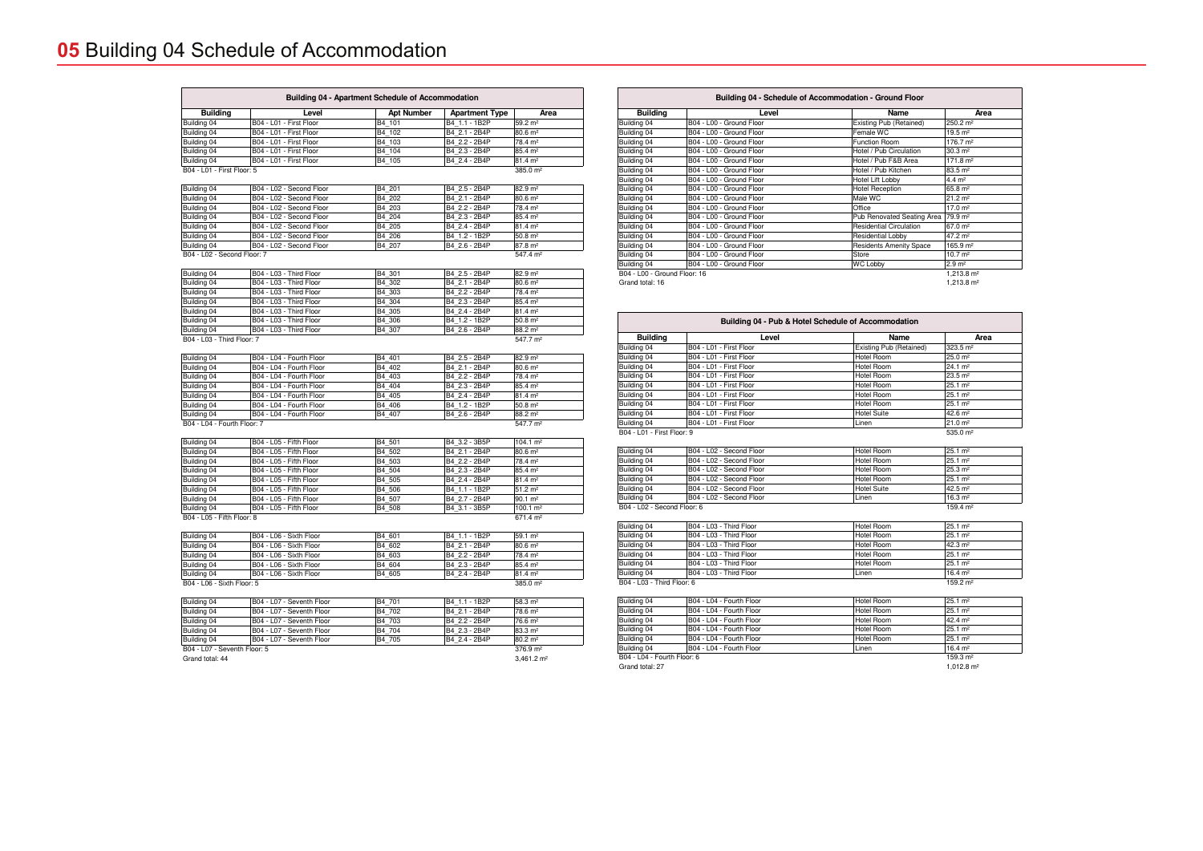# 05 Building 04 Schedule of Accommodation

**Building 04 - Apartment Schedule of Accommodation**

| Building | Level | Apt Number | Apartment Type | Area |
|---|---|---|---|---|
| Building 04 | B04 - L01 - First Floor | B4_101 | B4_1.1 - 1B2P | 59.2 m² |
| Building 04 | B04 - L01 - First Floor | B4_102 | B4_2.1 - 2B4P | 80.6 m² |
| Building 04 | B04 - L01 - First Floor | B4_103 | B4_2.2 - 2B4P | 78.4 m² |
| Building 04 | B04 - L01 - First Floor | B4_104 | B4_2.3 - 2B4P | 85.4 m² |
| Building 04 | B04 - L01 - First Floor | B4_105 | B4_2.4 - 2B4P | 81.4 m² |
| B04 - L01 - First Floor: 5 | | | | 385.0 m² |
| Building 04 | B04 - L02 - Second Floor | B4_201 | B4_2.5 - 2B4P | 82.9 m² |
| Building 04 | B04 - L02 - Second Floor | B4_202 | B4_2.1 - 2B4P | 80.6 m² |
| Building 04 | B04 - L02 - Second Floor | B4_203 | B4_2.2 - 2B4P | 78.4 m² |
| Building 04 | B04 - L02 - Second Floor | B4_204 | B4_2.3 - 2B4P | 85.4 m² |
| Building 04 | B04 - L02 - Second Floor | B4_205 | B4_2.4 - 2B4P | 81.4 m² |
| Building 04 | B04 - L02 - Second Floor | B4_206 | B4_1.2 - 1B2P | 50.8 m² |
| Building 04 | B04 - L02 - Second Floor | B4_207 | B4_2.6 - 2B4P | 87.8 m² |
| B04 - L02 - Second Floor: 7 | | | | 547.4 m² |
| Building 04 | B04 - L03 - Third Floor | B4_301 | B4_2.5 - 2B4P | 82.9 m² |
| Building 04 | B04 - L03 - Third Floor | B4_302 | B4_2.1 - 2B4P | 80.6 m² |
| Building 04 | B04 - L03 - Third Floor | B4_303 | B4_2.2 - 2B4P | 78.4 m² |
| Building 04 | B04 - L03 - Third Floor | B4_304 | B4_2.3 - 2B4P | 85.4 m² |
| Building 04 | B04 - L03 - Third Floor | B4_305 | B4_2.4 - 2B4P | 81.4 m² |
| Building 04 | B04 - L03 - Third Floor | B4_306 | B4_1.2 - 1B2P | 50.8 m² |
| Building 04 | B04 - L03 - Third Floor | B4_307 | B4_2.6 - 2B4P | 88.2 m² |
| B04 - L03 - Third Floor: 7 | | | | 547.7 m² |
| Building 04 | B04 - L04 - Fourth Floor | B4_401 | B4_2.5 - 2B4P | 82.9 m² |
| Building 04 | B04 - L04 - Fourth Floor | B4_402 | B4_2.1 - 2B4P | 80.6 m² |
| Building 04 | B04 - L04 - Fourth Floor | B4_403 | B4_2.2 - 2B4P | 78.4 m² |
| Building 04 | B04 - L04 - Fourth Floor | B4_404 | B4_2.3 - 2B4P | 85.4 m² |
| Building 04 | B04 - L04 - Fourth Floor | B4_405 | B4_2.4 - 2B4P | 81.4 m² |
| Building 04 | B04 - L04 - Fourth Floor | B4_406 | B4_1.2 - 1B2P | 50.8 m² |
| Building 04 | B04 - L04 - Fourth Floor | B4_407 | B4_2.6 - 2B4P | 88.2 m² |
| B04 - L04 - Fourth Floor: 7 | | | | 547.7 m² |
| Building 04 | B04 - L05 - Fifth Floor | B4_501 | B4_3.2 - 3B5P | 104.1 m² |
| Building 04 | B04 - L05 - Fifth Floor | B4_502 | B4_2.1 - 2B4P | 80.6 m² |
| Building 04 | B04 - L05 - Fifth Floor | B4_503 | B4_2.2 - 2B4P | 78.4 m² |
| Building 04 | B04 - L05 - Fifth Floor | B4_504 | B4_2.3 - 2B4P | 85.4 m² |
| Building 04 | B04 - L05 - Fifth Floor | B4_505 | B4_2.4 - 2B4P | 81.4 m² |
| Building 04 | B04 - L05 - Fifth Floor | B4_506 | B4_1.1 - 1B2P | 51.2 m² |
| Building 04 | B04 - L05 - Fifth Floor | B4_507 | B4_2.7 - 2B4P | 90.1 m² |
| Building 04 | B04 - L05 - Fifth Floor | B4_508 | B4_3.1 - 3B5P | 100.1 m² |
| B04 - L05 - Fifth Floor: 8 | | | | 671.4 m² |
| Building 04 | B04 - L06 - Sixth Floor | B4_601 | B4_1.1 - 1B2P | 59.1 m² |
| Building 04 | B04 - L06 - Sixth Floor | B4_602 | B4_2.1 - 2B4P | 80.6 m² |
| Building 04 | B04 - L06 - Sixth Floor | B4_603 | B4_2.2 - 2B4P | 78.4 m² |
| Building 04 | B04 - L06 - Sixth Floor | B4_604 | B4_2.3 - 2B4P | 85.4 m² |
| Building 04 | B04 - L06 - Sixth Floor | B4_605 | B4_2.4 - 2B4P | 81.4 m² |
| B04 - L06 - Sixth Floor: 5 | | | | 385.0 m² |
| Building 04 | B04 - L07 - Seventh Floor | B4_701 | B4_1.1 - 1B2P | 58.3 m² |
| Building 04 | B04 - L07 - Seventh Floor | B4_702 | B4_2.1 - 2B4P | 78.6 m² |
| Building 04 | B04 - L07 - Seventh Floor | B4_703 | B4_2.2 - 2B4P | 76.6 m² |
| Building 04 | B04 - L07 - Seventh Floor | B4_704 | B4_2.3 - 2B4P | 83.3 m² |
| Building 04 | B04 - L07 - Seventh Floor | B4_705 | B4_2.4 - 2B4P | 80.2 m² |
| B04 - L07 - Seventh Floor: 5 | | | | 376.9 m² |
| Grand total: 44 | | | | 3,461.2 m² |

**Building 04 - Schedule of Accommodation - Ground Floor**

| Building | Level | Name | Area |
|---|---|---|---|
| Building 04 | B04 - L00 - Ground Floor | Existing Pub (Retained) | 250.2 m² |
| Building 04 | B04 - L00 - Ground Floor | Female WC | 19.5 m² |
| Building 04 | B04 - L00 - Ground Floor | Function Room | 176.7 m² |
| Building 04 | B04 - L00 - Ground Floor | Hotel / Pub Circulation | 30.3 m² |
| Building 04 | B04 - L00 - Ground Floor | Hotel / Pub F&B Area | 171.8 m² |
| Building 04 | B04 - L00 - Ground Floor | Hotel / Pub Kitchen | 83.5 m² |
| Building 04 | B04 - L00 - Ground Floor | Hotel Lift Lobby | 4.4 m² |
| Building 04 | B04 - L00 - Ground Floor | Hotel Reception | 65.8 m² |
| Building 04 | B04 - L00 - Ground Floor | Male WC | 21.2 m² |
| Building 04 | B04 - L00 - Ground Floor | Office | 17.0 m² |
| Building 04 | B04 - L00 - Ground Floor | Pub Renovated Seating Area | 79.9 m² |
| Building 04 | B04 - L00 - Ground Floor | Residential Circulation | 67.0 m² |
| Building 04 | B04 - L00 - Ground Floor | Residential Lobby | 47.2 m² |
| Building 04 | B04 - L00 - Ground Floor | Residents Amenity Space | 165.9 m² |
| Building 04 | B04 - L00 - Ground Floor | Store | 10.7 m² |
| Building 04 | B04 - L00 - Ground Floor | WC Lobby | 2.9 m² |
| B04 - L00 - Ground Floor: 16 | | | 1,213.8 m² |
| Grand total: 16 | | | 1,213.8 m² |

**Building 04 - Pub & Hotel Schedule of Accommodation**

| Building | Level | Name | Area |
|---|---|---|---|
| Building 04 | B04 - L01 - First Floor | Existing Pub (Retained) | 323.5 m² |
| Building 04 | B04 - L01 - First Floor | Hotel Room | 25.0 m² |
| Building 04 | B04 - L01 - First Floor | Hotel Room | 24.1 m² |
| Building 04 | B04 - L01 - First Floor | Hotel Room | 23.5 m² |
| Building 04 | B04 - L01 - First Floor | Hotel Room | 25.1 m² |
| Building 04 | B04 - L01 - First Floor | Hotel Room | 25.1 m² |
| Building 04 | B04 - L01 - First Floor | Hotel Room | 25.1 m² |
| Building 04 | B04 - L01 - First Floor | Hotel Suite | 42.6 m² |
| Building 04 | B04 - L01 - First Floor | Linen | 21.0 m² |
| B04 - L01 - First Floor: 9 | | | 535.0 m² |
| Building 04 | B04 - L02 - Second Floor | Hotel Room | 25.1 m² |
| Building 04 | B04 - L02 - Second Floor | Hotel Room | 25.1 m² |
| Building 04 | B04 - L02 - Second Floor | Hotel Room | 25.3 m² |
| Building 04 | B04 - L02 - Second Floor | Hotel Room | 25.1 m² |
| Building 04 | B04 - L02 - Second Floor | Hotel Suite | 42.5 m² |
| Building 04 | B04 - L02 - Second Floor | Linen | 16.3 m² |
| B04 - L02 - Second Floor: 6 | | | 159.4 m² |
| Building 04 | B04 - L03 - Third Floor | Hotel Room | 25.1 m² |
| Building 04 | B04 - L03 - Third Floor | Hotel Room | 25.1 m² |
| Building 04 | B04 - L03 - Third Floor | Hotel Room | 42.3 m² |
| Building 04 | B04 - L03 - Third Floor | Hotel Room | 25.1 m² |
| Building 04 | B04 - L03 - Third Floor | Hotel Room | 25.1 m² |
| Building 04 | B04 - L03 - Third Floor | Linen | 16.4 m² |
| B04 - L03 - Third Floor: 6 | | | 159.2 m² |
| Building 04 | B04 - L04 - Fourth Floor | Hotel Room | 25.1 m² |
| Building 04 | B04 - L04 - Fourth Floor | Hotel Room | 25.1 m² |
| Building 04 | B04 - L04 - Fourth Floor | Hotel Room | 42.4 m² |
| Building 04 | B04 - L04 - Fourth Floor | Hotel Room | 25.1 m² |
| Building 04 | B04 - L04 - Fourth Floor | Hotel Room | 25.1 m² |
| Building 04 | B04 - L04 - Fourth Floor | Linen | 16.4 m² |
| B04 - L04 - Fourth Floor: 6 | | | 159.3 m² |
| Grand total: 27 | | | 1,012.8 m² |